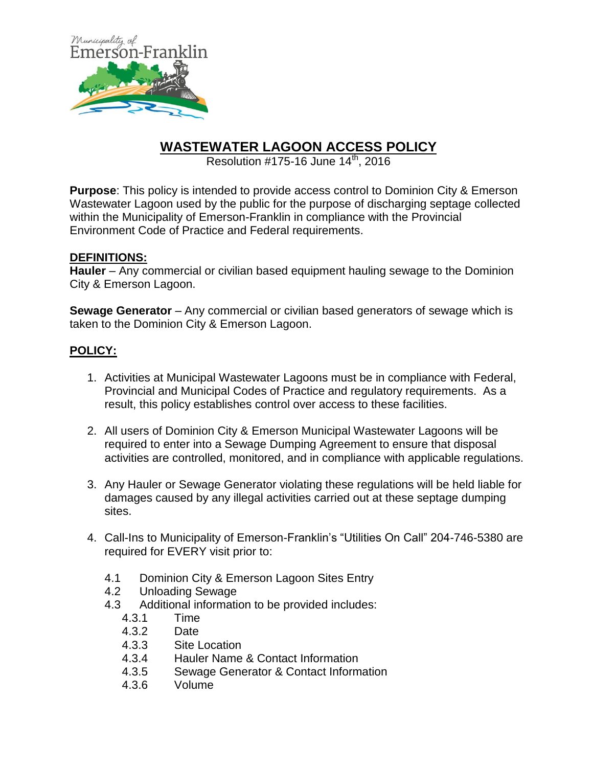# WASTEWATER LAGOON ACCESS POLICY

Resolution #175-16 June 14th, 2016

**Purpose**: This policy is intended to provide access control to Dominion City & Emerson Wastewater Lagoon used by the public for the purpose of discharging septage collected within the Municipality of Emerson-Franklin in compliance with the Provincial Environment Code of Practice and Federal requirements.

## DEFINITIONS:

**Hauler** – Any commercial or civilian based equipment hauling sewage to the Dominion City & Emerson Lagoon.

**Sewage Generator** – Any commercial or civilian based generators of sewage which is taken to the Dominion City & Emerson Lagoon.

## POLICY:

1. Activities at Municipal Wastewater Lagoons must be in compliance with Federal, Provincial and Municipal Codes of Practice and regulatory requirements. As a result, this policy establishes control over access to these facilities.

2. All users of Dominion City & Emerson Municipal Wastewater Lagoons will be required to enter into a Sewage Dumping Agreement to ensure that disposal activities are controlled, monitored, and in compliance with applicable regulations.

3. Any Hauler or Sewage Generator violating these regulations will be held liable for damages caused by any illegal activities carried out at these septage dumping sites.

4. Call-Ins to Municipality of Emerson-Franklin's "Utilities On Call" 204-746-5380 are required for EVERY visit prior to:

   4.1 Dominion City & Emerson Lagoon Sites Entry
   4.2 Unloading Sewage
   4.3 Additional information to be provided includes:
      4.3.1 Time
      4.3.2 Date
      4.3.3 Site Location
      4.3.4 Hauler Name & Contact Information
      4.3.5 Sewage Generator & Contact Information
      4.3.6 Volume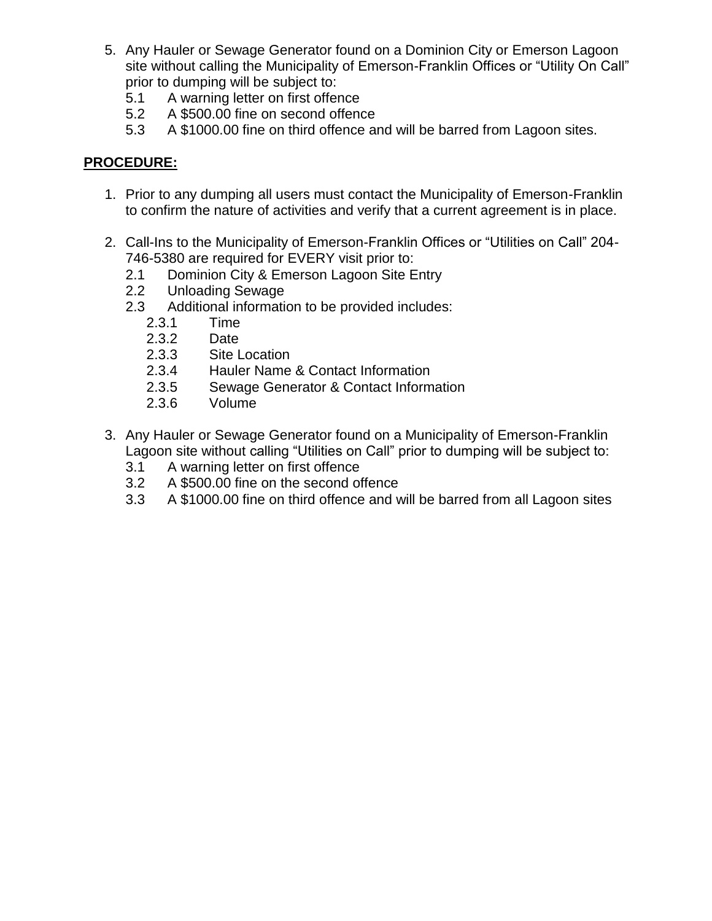5. Any Hauler or Sewage Generator found on a Dominion City or Emerson Lagoon site without calling the Municipality of Emerson-Franklin Offices or "Utility On Call" prior to dumping will be subject to:
   - 5.1 A warning letter on first offence
   - 5.2 A $500.00 fine on second offence
   - 5.3 A $1000.00 fine on third offence and will be barred from Lagoon sites.

**PROCEDURE:**

1. Prior to any dumping all users must contact the Municipality of Emerson-Franklin to confirm the nature of activities and verify that a current agreement is in place.

2. Call-Ins to the Municipality of Emerson-Franklin Offices or "Utilities on Call" 204-746-5380 are required for EVERY visit prior to:
   - 2.1 Dominion City & Emerson Lagoon Site Entry
   - 2.2 Unloading Sewage
   - 2.3 Additional information to be provided includes:
     - 2.3.1 Time
     - 2.3.2 Date
     - 2.3.3 Site Location
     - 2.3.4 Hauler Name & Contact Information
     - 2.3.5 Sewage Generator & Contact Information
     - 2.3.6 Volume

3. Any Hauler or Sewage Generator found on a Municipality of Emerson-Franklin Lagoon site without calling "Utilities on Call" prior to dumping will be subject to:
   - 3.1 A warning letter on first offence
   - 3.2 A $500.00 fine on the second offence
   - 3.3 A $1000.00 fine on third offence and will be barred from all Lagoon sites